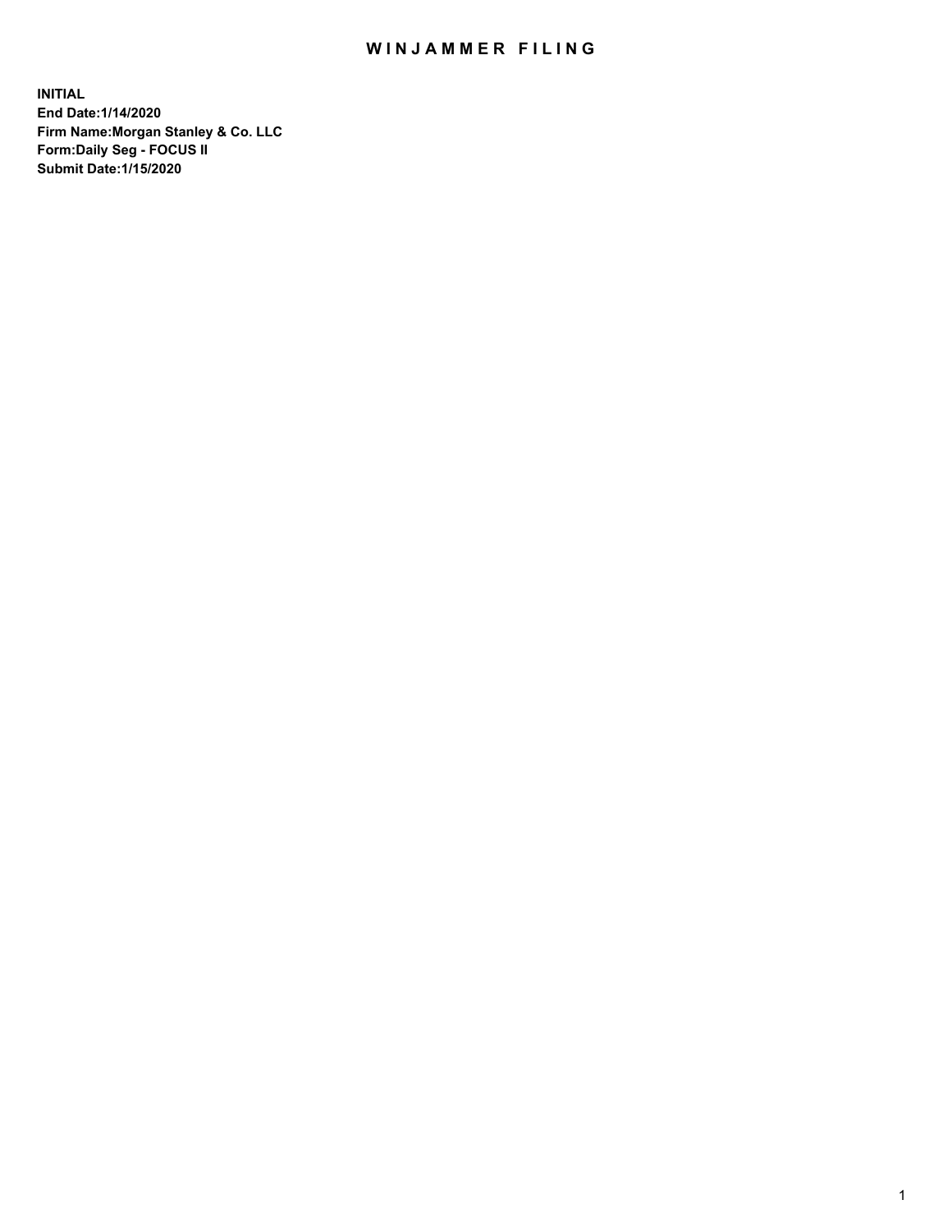# WINJAMMER FILING

**INITIAL**
**End Date:1/14/2020**
**Firm Name:Morgan Stanley & Co. LLC**
**Form:Daily Seg - FOCUS II**
**Submit Date:1/15/2020**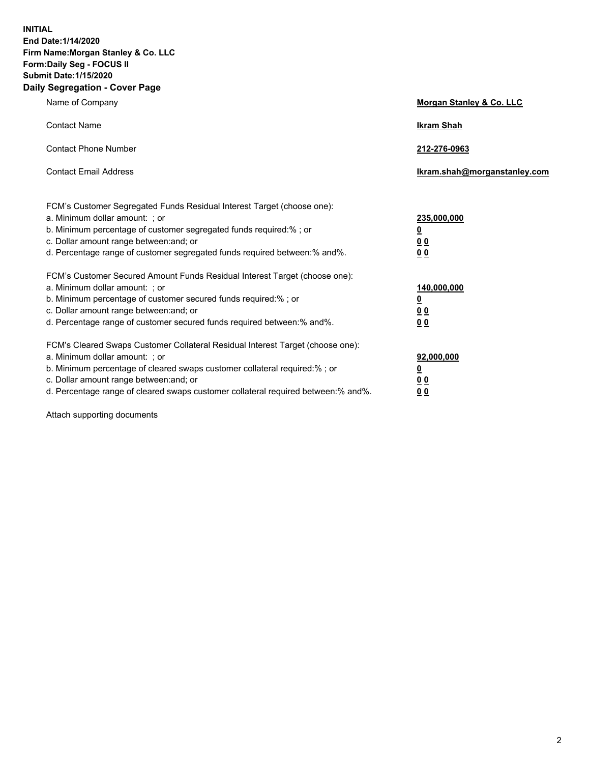**INITIAL**
**End Date:1/14/2020**
**Firm Name:Morgan Stanley & Co. LLC**
**Form:Daily Seg - FOCUS II**
**Submit Date:1/15/2020**
**Daily Segregation - Cover Page**

| | |
|---|---|
| Name of Company | **Morgan Stanley & Co. LLC** |
| Contact Name | **Ikram Shah** |
| Contact Phone Number | **212-276-0963** |
| Contact Email Address | **Ikram.shah@morganstanley.com** |

FCM's Customer Segregated Funds Residual Interest Target (choose one):

| | |
|---|---|
| a. Minimum dollar amount: ; or | **235,000,000** |
| b. Minimum percentage of customer segregated funds required:% ; or | **0** |
| c. Dollar amount range between:and; or | **0 0** |
| d. Percentage range of customer segregated funds required between:% and%. | **0 0** |

FCM's Customer Secured Amount Funds Residual Interest Target (choose one):

| | |
|---|---|
| a. Minimum dollar amount: ; or | **140,000,000** |
| b. Minimum percentage of customer secured funds required:% ; or | **0** |
| c. Dollar amount range between:and; or | **0 0** |
| d. Percentage range of customer secured funds required between:% and%. | **0 0** |

FCM's Cleared Swaps Customer Collateral Residual Interest Target (choose one):

| | |
|---|---|
| a. Minimum dollar amount: ; or | **92,000,000** |
| b. Minimum percentage of cleared swaps customer collateral required:% ; or | **0** |
| c. Dollar amount range between:and; or | **0 0** |
| d. Percentage range of cleared swaps customer collateral required between:% and%. | **0 0** |

Attach supporting documents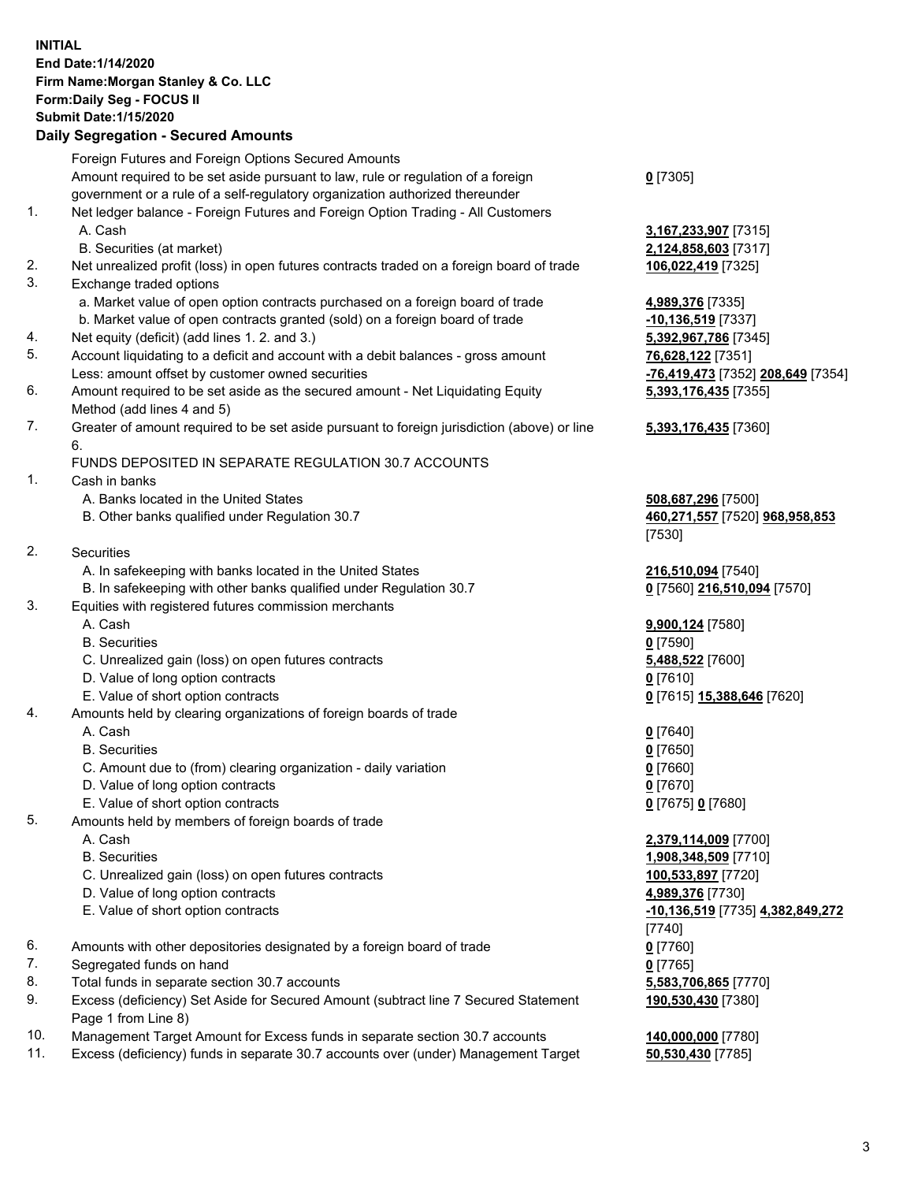**INITIAL**
**End Date:1/14/2020**
**Firm Name:Morgan Stanley & Co. LLC**
**Form:Daily Seg - FOCUS II**
**Submit Date:1/15/2020**

## Daily Segregation - Secured Amounts

| | | |
|---|---|---|
| | Foreign Futures and Foreign Options Secured Amounts | |
| | Amount required to be set aside pursuant to law, rule or regulation of a foreign government or a rule of a self-regulatory organization authorized thereunder | **0** [7305] |
| 1. | Net ledger balance - Foreign Futures and Foreign Option Trading - All Customers | |
| | A. Cash | **3,167,233,907** [7315] |
| | B. Securities (at market) | **2,124,858,603** [7317] |
| 2. | Net unrealized profit (loss) in open futures contracts traded on a foreign board of trade | **106,022,419** [7325] |
| 3. | Exchange traded options | |
| | a. Market value of open option contracts purchased on a foreign board of trade | **4,989,376** [7335] |
| | b. Market value of open contracts granted (sold) on a foreign board of trade | **-10,136,519** [7337] |
| 4. | Net equity (deficit) (add lines 1. 2. and 3.) | **5,392,967,786** [7345] |
| 5. | Account liquidating to a deficit and account with a debit balances - gross amount | **76,628,122** [7351] |
| | Less: amount offset by customer owned securities | **-76,419,473** [7352] **208,649** [7354] |
| 6. | Amount required to be set aside as the secured amount - Net Liquidating Equity Method (add lines 4 and 5) | **5,393,176,435** [7355] |
| 7. | Greater of amount required to be set aside pursuant to foreign jurisdiction (above) or line 6. | **5,393,176,435** [7360] |
| | FUNDS DEPOSITED IN SEPARATE REGULATION 30.7 ACCOUNTS | |
| 1. | Cash in banks | |
| | A. Banks located in the United States | **508,687,296** [7500] |
| | B. Other banks qualified under Regulation 30.7 | **460,271,557** [7520] **968,958,853** [7530] |
| 2. | Securities | |
| | A. In safekeeping with banks located in the United States | **216,510,094** [7540] |
| | B. In safekeeping with other banks qualified under Regulation 30.7 | **0** [7560] **216,510,094** [7570] |
| 3. | Equities with registered futures commission merchants | |
| | A. Cash | **9,900,124** [7580] |
| | B. Securities | **0** [7590] |
| | C. Unrealized gain (loss) on open futures contracts | **5,488,522** [7600] |
| | D. Value of long option contracts | **0** [7610] |
| | E. Value of short option contracts | **0** [7615] **15,388,646** [7620] |
| 4. | Amounts held by clearing organizations of foreign boards of trade | |
| | A. Cash | **0** [7640] |
| | B. Securities | **0** [7650] |
| | C. Amount due to (from) clearing organization - daily variation | **0** [7660] |
| | D. Value of long option contracts | **0** [7670] |
| | E. Value of short option contracts | **0** [7675] **0** [7680] |
| 5. | Amounts held by members of foreign boards of trade | |
| | A. Cash | **2,379,114,009** [7700] |
| | B. Securities | **1,908,348,509** [7710] |
| | C. Unrealized gain (loss) on open futures contracts | **100,533,897** [7720] |
| | D. Value of long option contracts | **4,989,376** [7730] |
| | E. Value of short option contracts | **-10,136,519** [7735] **4,382,849,272** [7740] |
| 6. | Amounts with other depositories designated by a foreign board of trade | **0** [7760] |
| 7. | Segregated funds on hand | **0** [7765] |
| 8. | Total funds in separate section 30.7 accounts | **5,583,706,865** [7770] |
| 9. | Excess (deficiency) Set Aside for Secured Amount (subtract line 7 Secured Statement Page 1 from Line 8) | **190,530,430** [7380] |
| 10. | Management Target Amount for Excess funds in separate section 30.7 accounts | **140,000,000** [7780] |
| 11. | Excess (deficiency) funds in separate 30.7 accounts over (under) Management Target | **50,530,430** [7785] |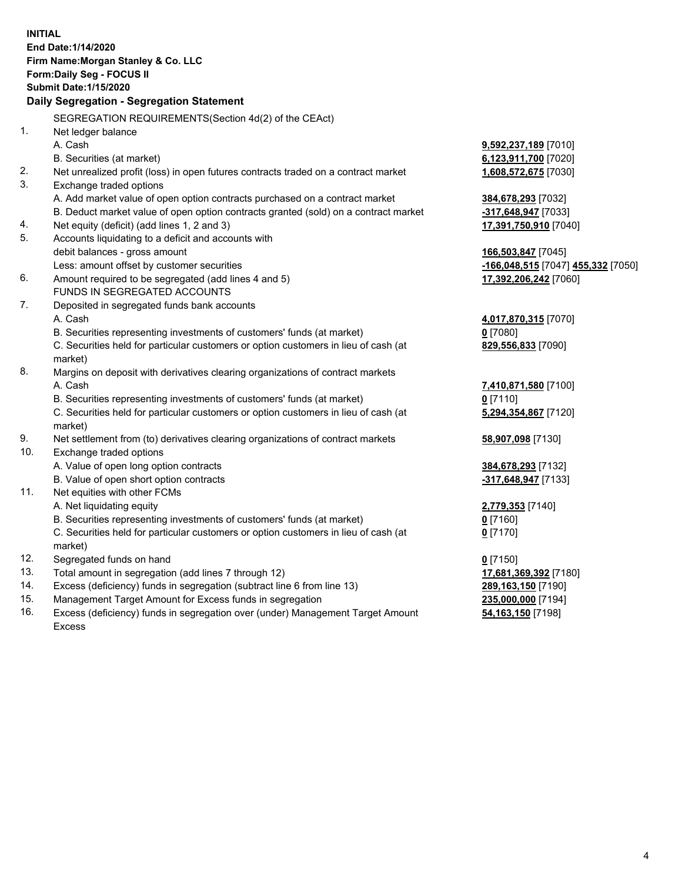**INITIAL**
**End Date:1/14/2020**
**Firm Name:Morgan Stanley & Co. LLC**
**Form:Daily Seg - FOCUS II**
**Submit Date:1/15/2020**

## Daily Segregation - Segregation Statement

SEGREGATION REQUIREMENTS(Section 4d(2) of the CEAct)

| | | |
|---|---|---|
| 1. | Net ledger balance | |
| | A. Cash | **9,592,237,189** [7010] |
| | B. Securities (at market) | **6,123,911,700** [7020] |
| 2. | Net unrealized profit (loss) in open futures contracts traded on a contract market | **1,608,572,675** [7030] |
| 3. | Exchange traded options | |
| | A. Add market value of open option contracts purchased on a contract market | **384,678,293** [7032] |
| | B. Deduct market value of open option contracts granted (sold) on a contract market | **-317,648,947** [7033] |
| 4. | Net equity (deficit) (add lines 1, 2 and 3) | **17,391,750,910** [7040] |
| 5. | Accounts liquidating to a deficit and accounts with debit balances - gross amount | **166,503,847** [7045] |
| | Less: amount offset by customer securities | **-166,048,515** [7047] **455,332** [7050] |
| 6. | Amount required to be segregated (add lines 4 and 5) | **17,392,206,242** [7060] |
| | FUNDS IN SEGREGATED ACCOUNTS | |
| 7. | Deposited in segregated funds bank accounts | |
| | A. Cash | **4,017,870,315** [7070] |
| | B. Securities representing investments of customers' funds (at market) | **0** [7080] |
| | C. Securities held for particular customers or option customers in lieu of cash (at market) | **829,556,833** [7090] |
| 8. | Margins on deposit with derivatives clearing organizations of contract markets | |
| | A. Cash | **7,410,871,580** [7100] |
| | B. Securities representing investments of customers' funds (at market) | **0** [7110] |
| | C. Securities held for particular customers or option customers in lieu of cash (at market) | **5,294,354,867** [7120] |
| 9. | Net settlement from (to) derivatives clearing organizations of contract markets | **58,907,098** [7130] |
| 10. | Exchange traded options | |
| | A. Value of open long option contracts | **384,678,293** [7132] |
| | B. Value of open short option contracts | **-317,648,947** [7133] |
| 11. | Net equities with other FCMs | |
| | A. Net liquidating equity | **2,779,353** [7140] |
| | B. Securities representing investments of customers' funds (at market) | **0** [7160] |
| | C. Securities held for particular customers or option customers in lieu of cash (at market) | **0** [7170] |
| 12. | Segregated funds on hand | **0** [7150] |
| 13. | Total amount in segregation (add lines 7 through 12) | **17,681,369,392** [7180] |
| 14. | Excess (deficiency) funds in segregation (subtract line 6 from line 13) | **289,163,150** [7190] |
| 15. | Management Target Amount for Excess funds in segregation | **235,000,000** [7194] |
| 16. | Excess (deficiency) funds in segregation over (under) Management Target Amount Excess | **54,163,150** [7198] |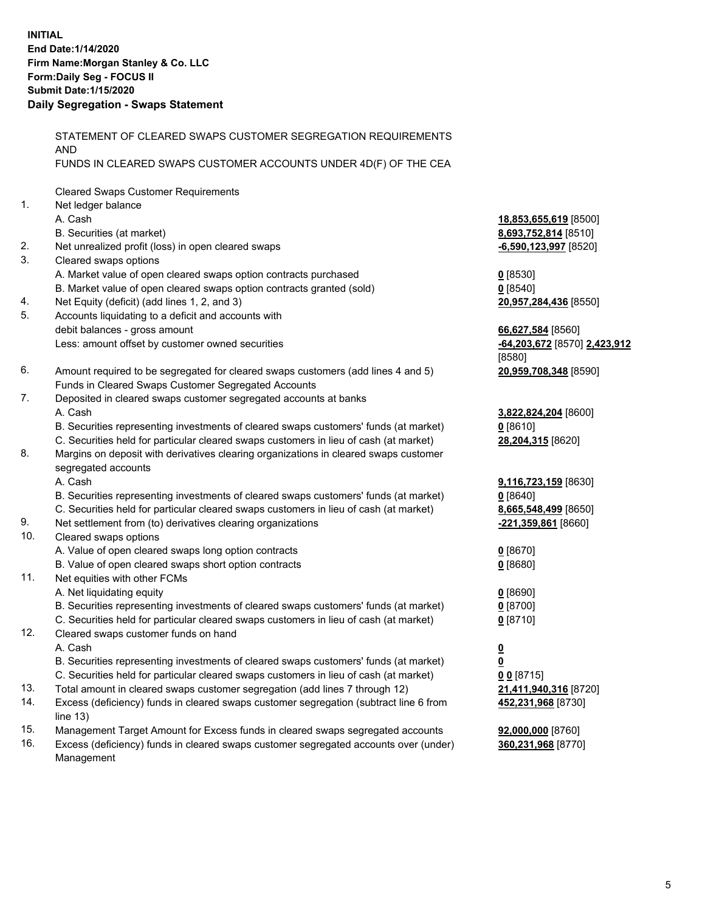**INITIAL**
**End Date:1/14/2020**
**Firm Name:Morgan Stanley & Co. LLC**
**Form:Daily Seg - FOCUS II**
**Submit Date:1/15/2020**
**Daily Segregation - Swaps Statement**

STATEMENT OF CLEARED SWAPS CUSTOMER SEGREGATION REQUIREMENTS AND FUNDS IN CLEARED SWAPS CUSTOMER ACCOUNTS UNDER 4D(F) OF THE CEA

| | | |
|---|---|---|
| | Cleared Swaps Customer Requirements | |
| 1. | Net ledger balance | |
| | A. Cash | **18,853,655,619** [8500] |
| | B. Securities (at market) | **8,693,752,814** [8510] |
| 2. | Net unrealized profit (loss) in open cleared swaps | **-6,590,123,997** [8520] |
| 3. | Cleared swaps options | |
| | A. Market value of open cleared swaps option contracts purchased | **0** [8530] |
| | B. Market value of open cleared swaps option contracts granted (sold) | **0** [8540] |
| 4. | Net Equity (deficit) (add lines 1, 2, and 3) | **20,957,284,436** [8550] |
| 5. | Accounts liquidating to a deficit and accounts with debit balances - gross amount | **66,627,584** [8560] |
| | Less: amount offset by customer owned securities | **-64,203,672** [8570] **2,423,912** [8580] |
| 6. | Amount required to be segregated for cleared swaps customers (add lines 4 and 5) | **20,959,708,348** [8590] |
| | Funds in Cleared Swaps Customer Segregated Accounts | |
| 7. | Deposited in cleared swaps customer segregated accounts at banks | |
| | A. Cash | **3,822,824,204** [8600] |
| | B. Securities representing investments of cleared swaps customers' funds (at market) | **0** [8610] |
| | C. Securities held for particular cleared swaps customers in lieu of cash (at market) | **28,204,315** [8620] |
| 8. | Margins on deposit with derivatives clearing organizations in cleared swaps customer segregated accounts | |
| | A. Cash | **9,116,723,159** [8630] |
| | B. Securities representing investments of cleared swaps customers' funds (at market) | **0** [8640] |
| | C. Securities held for particular cleared swaps customers in lieu of cash (at market) | **8,665,548,499** [8650] |
| 9. | Net settlement from (to) derivatives clearing organizations | **-221,359,861** [8660] |
| 10. | Cleared swaps options | |
| | A. Value of open cleared swaps long option contracts | **0** [8670] |
| | B. Value of open cleared swaps short option contracts | **0** [8680] |
| 11. | Net equities with other FCMs | |
| | A. Net liquidating equity | **0** [8690] |
| | B. Securities representing investments of cleared swaps customers' funds (at market) | **0** [8700] |
| | C. Securities held for particular cleared swaps customers in lieu of cash (at market) | **0** [8710] |
| 12. | Cleared swaps customer funds on hand | |
| | A. Cash | **0** |
| | B. Securities representing investments of cleared swaps customers' funds (at market) | **0** |
| | C. Securities held for particular cleared swaps customers in lieu of cash (at market) | **0** **0** [8715] |
| 13. | Total amount in cleared swaps customer segregation (add lines 7 through 12) | **21,411,940,316** [8720] |
| 14. | Excess (deficiency) funds in cleared swaps customer segregation (subtract line 6 from line 13) | **452,231,968** [8730] |
| 15. | Management Target Amount for Excess funds in cleared swaps segregated accounts | **92,000,000** [8760] |
| 16. | Excess (deficiency) funds in cleared swaps customer segregated accounts over (under) Management | **360,231,968** [8770] |